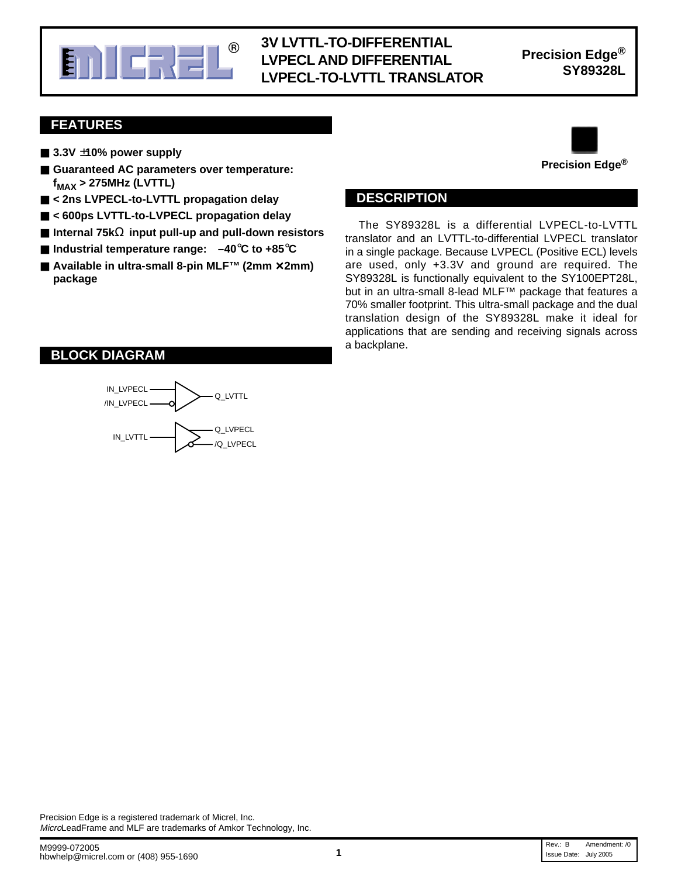# 3V LVTTL-TO-DIFFERENTIAL LVPECL AND DIFFERENTIAL LVPECL-TO-LVTTL TRANSLATOR

**Precision Edge®**
**SY89328L**

## FEATURES

- **3.3V ±10% power supply**
- **Guaranteed AC parameters over temperature: $f_{MAX}$ > 275MHz (LVTTL)**
- **< 2ns LVPECL-to-LVTTL propagation delay**
- **< 600ps LVTTL-to-LVPECL propagation delay**
- **Internal 75kΩ input pull-up and pull-down resistors**
- **Industrial temperature range: –40°C to +85°C**
- **Available in ultra-small 8-pin MLF™ (2mm × 2mm) package**

**Precision Edge®**

## DESCRIPTION

The SY89328L is a differential LVPECL-to-LVTTL translator and an LVTTL-to-differential LVPECL translator in a single package. Because LVPECL (Positive ECL) levels are used, only +3.3V and ground are required. The SY89328L is functionally equivalent to the SY100EPT28L, but in an ultra-small 8-lead MLF™ package that features a 70% smaller footprint. This ultra-small package and the dual translation design of the SY89328L make it ideal for applications that are sending and receiving signals across a backplane.

## BLOCK DIAGRAM

IN_LVPECL, /IN_LVPECL → Q_LVTTL

IN_LVTTL → Q_LVPECL, /Q_LVPECL

Precision Edge is a registered trademark of Micrel, Inc.
*Micro*LeadFrame and MLF are trademarks of Amkor Technology, Inc.

M9999-072005
hbwhelp@micrel.com or (408) 955-1690

Rev.: B Amendment: /0
Issue Date: July 2005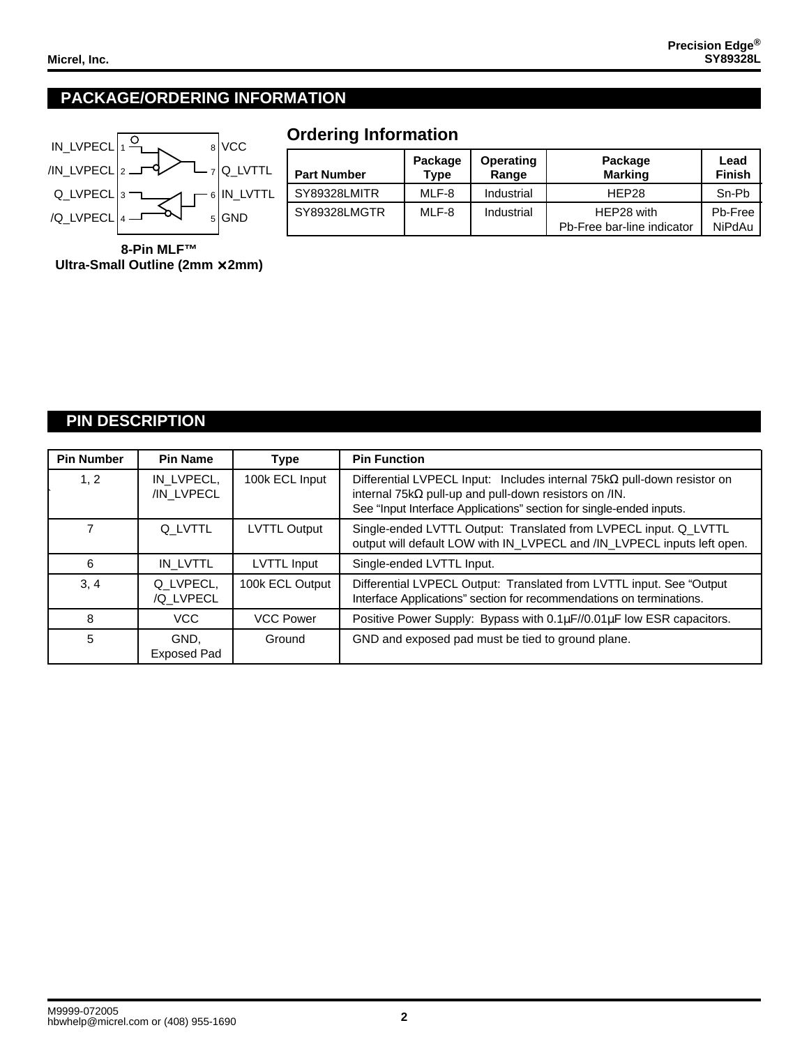## PACKAGE/ORDERING INFORMATION

IN_LVPECL 1 — 8 VCC
/IN_LVPECL 2 — 7 Q_LVTTL
Q_LVPECL 3 — 6 IN_LVTTL
/Q_LVPECL 4 — 5 GND

**8-Pin MLF™**
**Ultra-Small Outline (2mm × 2mm)**

### Ordering Information

| Part Number | Package Type | Operating Range | Package Marking | Lead Finish |
|---|---|---|---|---|
| SY89328LMITR | MLF-8 | Industrial | HEP28 | Sn-Pb |
| SY89328LMGTR | MLF-8 | Industrial | HEP28 with Pb-Free bar-line indicator | Pb-Free NiPdAu |

## PIN DESCRIPTION

| Pin Number | Pin Name | Type | Pin Function |
|---|---|---|---|
| 1, 2 | IN_LVPECL, /IN_LVPECL | 100k ECL Input | Differential LVPECL Input: Includes internal 75kΩ pull-down resistor on internal 75kΩ pull-up and pull-down resistors on /IN. See "Input Interface Applications" section for single-ended inputs. |
| 7 | Q_LVTTL | LVTTL Output | Single-ended LVTTL Output: Translated from LVPECL input. Q_LVTTL output will default LOW with IN_LVPECL and /IN_LVPECL inputs left open. |
| 6 | IN_LVTTL | LVTTL Input | Single-ended LVTTL Input. |
| 3, 4 | Q_LVPECL, /Q_LVPECL | 100k ECL Output | Differential LVPECL Output: Translated from LVTTL input. See "Output Interface Applications" section for recommendations on terminations. |
| 8 | VCC | VCC Power | Positive Power Supply: Bypass with 0.1µF//0.01µF low ESR capacitors. |
| 5 | GND, Exposed Pad | Ground | GND and exposed pad must be tied to ground plane. |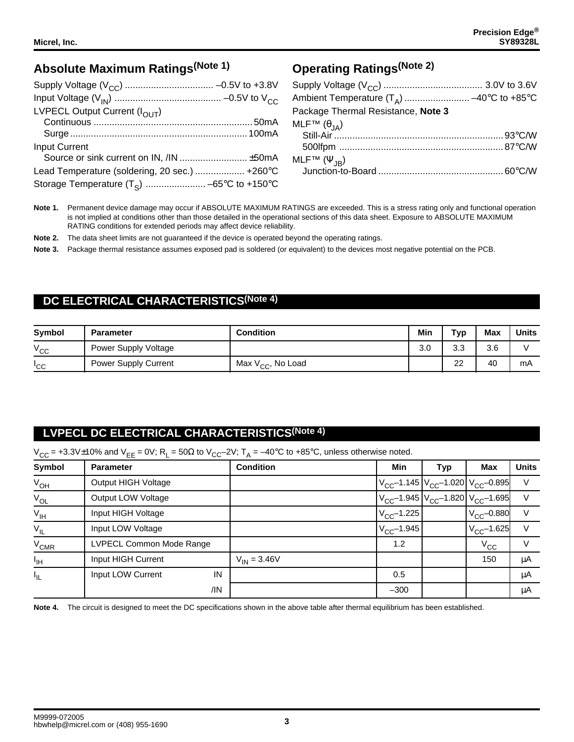## Absolute Maximum Ratings(Note 1)

Supply Voltage ($V_{CC}$) .................................. –0.5V to +3.8V
Input Voltage ($V_{IN}$) ......................................... –0.5V to $V_{CC}$
LVPECL Output Current ($I_{OUT}$)
  Continuous ............................................................. 50mA
  Surge ..................................................................... 100mA
Input Current
  Source or sink current on IN, /IN .......................... ±50mA
Lead Temperature (soldering, 20 sec.) ................... +260°C
Storage Temperature ($T_S$) ....................... –65°C to +150°C

## Operating Ratings(Note 2)

Supply Voltage ($V_{CC}$) ...................................... 3.0V to 3.6V
Ambient Temperature ($T_A$) ......................... –40°C to +85°C
Package Thermal Resistance, **Note 3**
MLF™ ($\theta_{JA}$)
  Still-Air ................................................................. 93°C/W
  500lfpm ............................................................... 87°C/W
MLF™ ($\Psi_{JB}$)
  Junction-to-Board ................................................ 60°C/W

**Note 1.** Permanent device damage may occur if ABSOLUTE MAXIMUM RATINGS are exceeded. This is a stress rating only and functional operation is not implied at conditions other than those detailed in the operational sections of this data sheet. Exposure to ABSOLUTE MAXIMUM RATING conditions for extended periods may affect device reliability.

**Note 2.** The data sheet limits are not guaranteed if the device is operated beyond the operating ratings.

**Note 3.** Package thermal resistance assumes exposed pad is soldered (or equivalent) to the devices most negative potential on the PCB.

## DC ELECTRICAL CHARACTERISTICS(Note 4)

| Symbol | Parameter | Condition | Min | Typ | Max | Units |
|---|---|---|---|---|---|---|
| $V_{CC}$ | Power Supply Voltage | | 3.0 | 3.3 | 3.6 | V |
| $I_{CC}$ | Power Supply Current | Max $V_{CC}$, No Load | | 22 | 40 | mA |

## LVPECL DC ELECTRICAL CHARACTERISTICS(Note 4)

$V_{CC}$ = +3.3V±10% and $V_{EE}$ = 0V; $R_L$ = 50Ω to $V_{CC}$–2V; $T_A$ = –40°C to +85°C, unless otherwise noted.

| Symbol | Parameter | Condition | Min | Typ | Max | Units |
|---|---|---|---|---|---|---|
| $V_{OH}$ | Output HIGH Voltage | | $V_{CC}$–1.145 | $V_{CC}$–1.020 | $V_{CC}$–0.895 | V |
| $V_{OL}$ | Output LOW Voltage | | $V_{CC}$–1.945 | $V_{CC}$–1.820 | $V_{CC}$–1.695 | V |
| $V_{IH}$ | Input HIGH Voltage | | $V_{CC}$–1.225 | | $V_{CC}$–0.880 | V |
| $V_{IL}$ | Input LOW Voltage | | $V_{CC}$–1.945 | | $V_{CC}$–1.625 | V |
| $V_{CMR}$ | LVPECL Common Mode Range | | 1.2 | | $V_{CC}$ | V |
| $I_{IH}$ | Input HIGH Current | $V_{IN}$ = 3.46V | | | 150 | µA |
| $I_{IL}$ | Input LOW Current IN | | 0.5 | | | µA |
| | /IN | | –300 | | | µA |

**Note 4.** The circuit is designed to meet the DC specifications shown in the above table after thermal equilibrium has been established.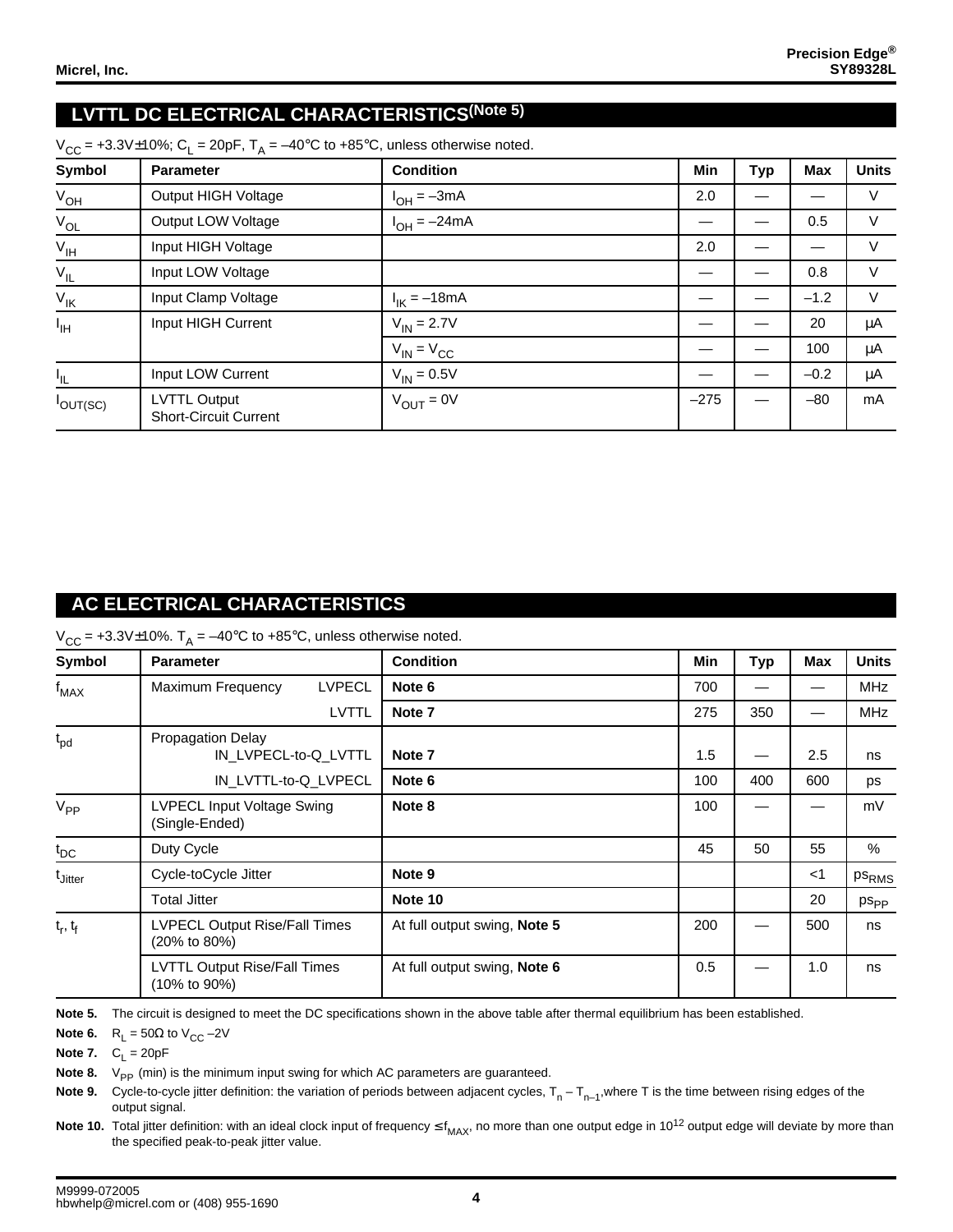## LVTTL DC ELECTRICAL CHARACTERISTICS(Note 5)

$V_{CC}$ = +3.3V±10%; $C_L$ = 20pF, $T_A$ = –40°C to +85°C, unless otherwise noted.

| Symbol | Parameter | Condition | Min | Typ | Max | Units |
|---|---|---|---|---|---|---|
| $V_{OH}$ | Output HIGH Voltage | $I_{OH}$ = –3mA | 2.0 | — | — | V |
| $V_{OL}$ | Output LOW Voltage | $I_{OH}$ = –24mA | — | — | 0.5 | V |
| $V_{IH}$ | Input HIGH Voltage | | 2.0 | — | — | V |
| $V_{IL}$ | Input LOW Voltage | | — | — | 0.8 | V |
| $V_{IK}$ | Input Clamp Voltage | $I_{IK}$ = –18mA | — | — | –1.2 | V |
| $I_{IH}$ | Input HIGH Current | $V_{IN}$ = 2.7V | — | — | 20 | µA |
| | | $V_{IN}$ = $V_{CC}$ | — | — | 100 | µA |
| $I_{IL}$ | Input LOW Current | $V_{IN}$ = 0.5V | — | — | –0.2 | µA |
| $I_{OUT(SC)}$ | LVTTL Output Short-Circuit Current | $V_{OUT}$ = 0V | –275 | — | –80 | mA |

## AC ELECTRICAL CHARACTERISTICS

$V_{CC}$ = +3.3V±10%. $T_A$ = –40°C to +85°C, unless otherwise noted.

| Symbol | Parameter | Condition | Min | Typ | Max | Units |
|---|---|---|---|---|---|---|
| $f_{MAX}$ | Maximum Frequency LVPECL | **Note 6** | 700 | — | — | MHz |
| | LVTTL | **Note 7** | 275 | 350 | — | MHz |
| $t_{pd}$ | Propagation Delay IN_LVPECL-to-Q_LVTTL | **Note 7** | 1.5 | — | 2.5 | ns |
| | IN_LVTTL-to-Q_LVPECL | **Note 6** | 100 | 400 | 600 | ps |
| $V_{PP}$ | LVPECL Input Voltage Swing (Single-Ended) | **Note 8** | 100 | — | — | mV |
| $t_{DC}$ | Duty Cycle | | 45 | 50 | 55 | % |
| $t_{Jitter}$ | Cycle-toCycle Jitter | **Note 9** | | | <1 | $ps_{RMS}$ |
| | Total Jitter | **Note 10** | | | 20 | $ps_{PP}$ |
| $t_r$, $t_f$ | LVPECL Output Rise/Fall Times (20% to 80%) | At full output swing, **Note 5** | 200 | — | 500 | ns |
| | LVTTL Output Rise/Fall Times (10% to 90%) | At full output swing, **Note 6** | 0.5 | — | 1.0 | ns |

**Note 5.** The circuit is designed to meet the DC specifications shown in the above table after thermal equilibrium has been established.

**Note 6.** $R_L$ = 50Ω to $V_{CC}$ –2V

**Note 7.** $C_L$ = 20pF

**Note 8.** $V_{PP}$ (min) is the minimum input swing for which AC parameters are guaranteed.

**Note 9.** Cycle-to-cycle jitter definition: the variation of periods between adjacent cycles, $T_n - T_{n-1}$,where T is the time between rising edges of the output signal.

**Note 10.** Total jitter definition: with an ideal clock input of frequency ≤ $f_{MAX}$, no more than one output edge in $10^{12}$ output edge will deviate by more than the specified peak-to-peak jitter value.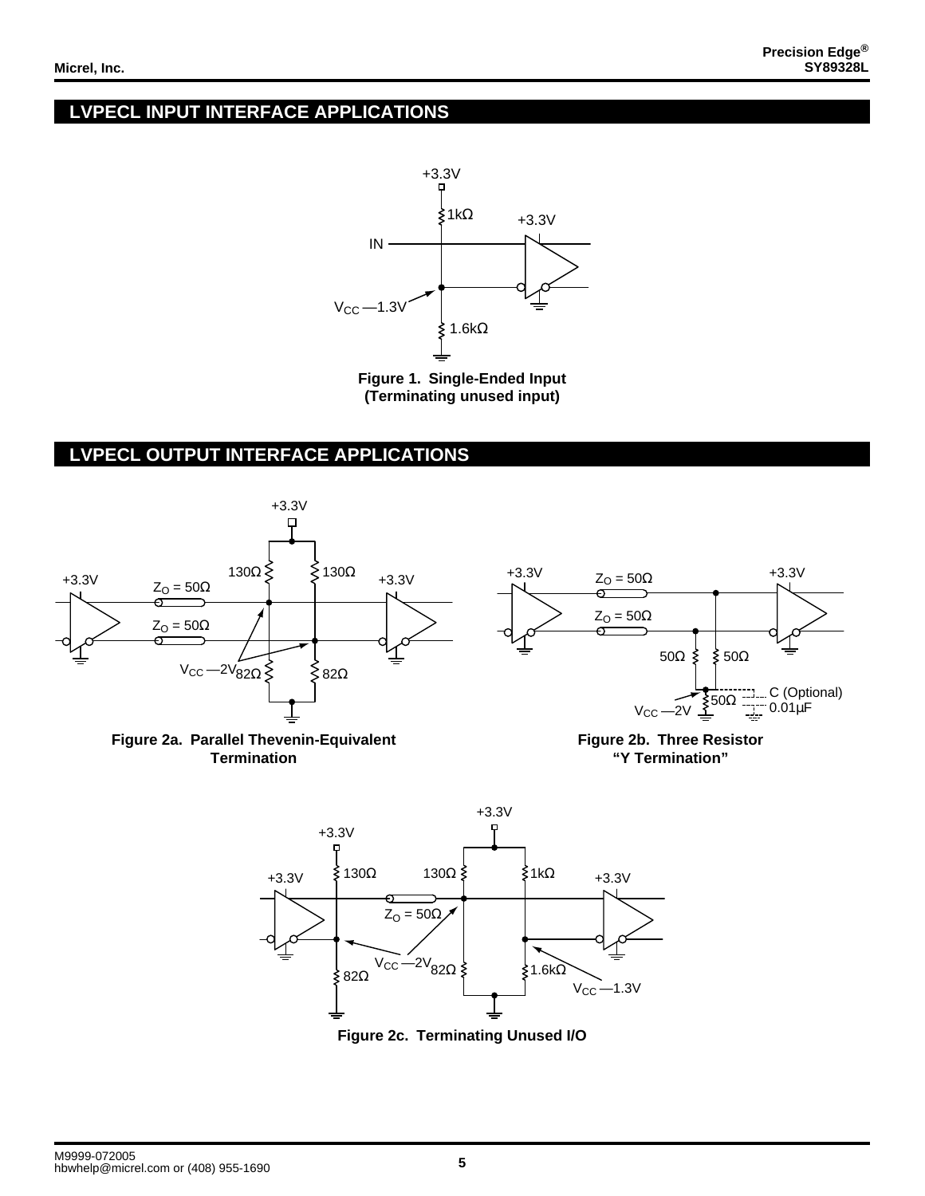## LVPECL INPUT INTERFACE APPLICATIONS

**Figure 1. Single-Ended Input (Terminating unused input)**

## LVPECL OUTPUT INTERFACE APPLICATIONS

**Figure 2a. Parallel Thevenin-Equivalent Termination**

**Figure 2b. Three Resistor "Y Termination"**

**Figure 2c. Terminating Unused I/O**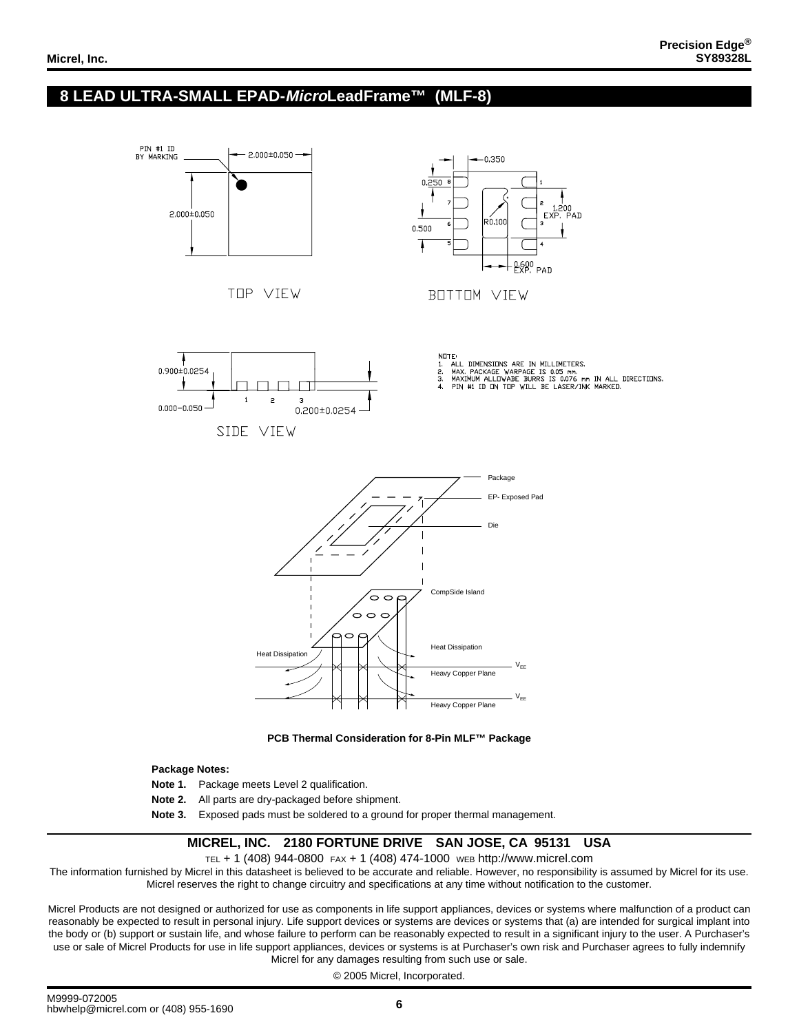## 8 LEAD ULTRA-SMALL EPAD-*Micro*LeadFrame™ (MLF-8)

PIN #1 ID BY MARKING

2.000±0.050

2.000±0.050

TOP VIEW

0.350

0.250

0.500

R0.100

1.200 EXP. PAD

0.600 EXP. PAD

BOTTOM VIEW

0.900±0.0254

0.000–0.050

0.200±0.0254

SIDE VIEW

NOTE:
1. ALL DIMENSIONS ARE IN MILLIMETERS.
2. MAX. PACKAGE WARPAGE IS 0.05 mm.
3. MAXIMUM ALLOWABE BURRS IS 0.076 mm IN ALL DIRECTIONS.
4. PIN #1 ID ON TOP WILL BE LASER/INK MARKED.

Package

EP- Exposed Pad

Die

CompSide Island

Heat Dissipation

Heat Dissipation

$V_{EE}$

Heavy Copper Plane

$V_{EE}$

Heavy Copper Plane

**PCB Thermal Consideration for 8-Pin MLF™ Package**

**Package Notes:**

**Note 1.** Package meets Level 2 qualification.

**Note 2.** All parts are dry-packaged before shipment.

**Note 3.** Exposed pads must be soldered to a ground for proper thermal management.

**MICREL, INC. 2180 FORTUNE DRIVE SAN JOSE, CA 95131 USA**

TEL + 1 (408) 944-0800 FAX + 1 (408) 474-1000 WEB http://www.micrel.com

The information furnished by Micrel in this datasheet is believed to be accurate and reliable. However, no responsibility is assumed by Micrel for its use. Micrel reserves the right to change circuitry and specifications at any time without notification to the customer.

Micrel Products are not designed or authorized for use as components in life support appliances, devices or systems where malfunction of a product can reasonably be expected to result in personal injury. Life support devices or systems are devices or systems that (a) are intended for surgical implant into the body or (b) support or sustain life, and whose failure to perform can be reasonably expected to result in a significant injury to the user. A Purchaser's use or sale of Micrel Products for use in life support appliances, devices or systems is at Purchaser's own risk and Purchaser agrees to fully indemnify Micrel for any damages resulting from such use or sale.

© 2005 Micrel, Incorporated.